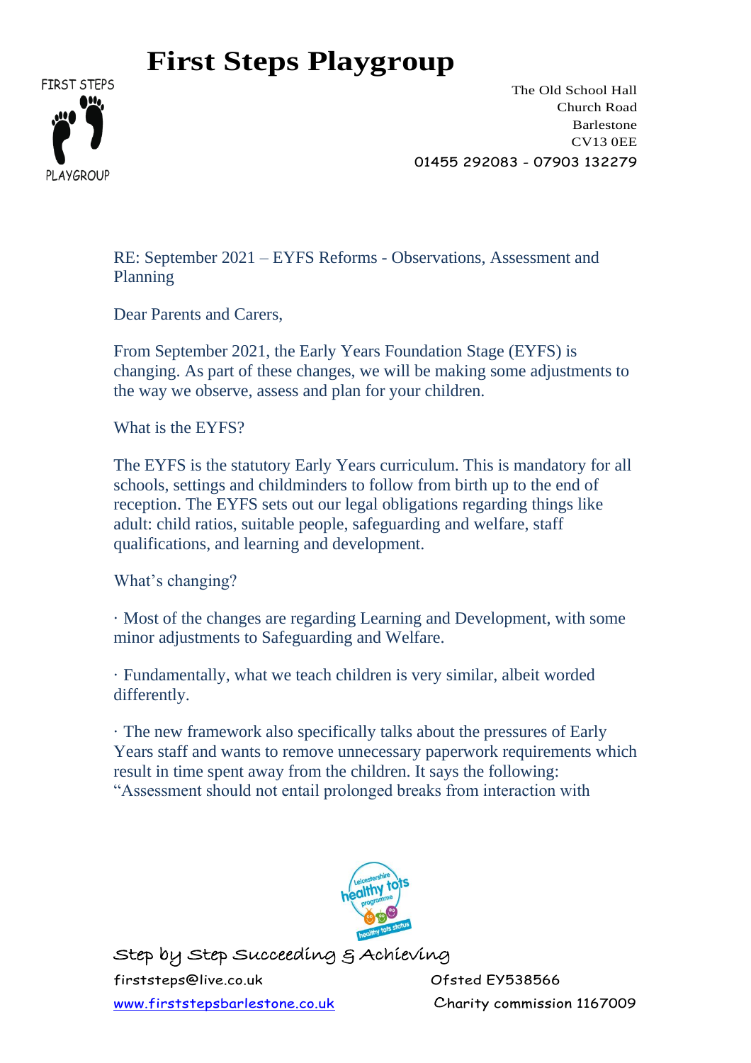# First Steps Playgroup

The Old School Hall
Church Road
Barlestone
CV13 0EE
01455 292083 - 07903 132279

RE: September 2021 – EYFS Reforms - Observations, Assessment and Planning

Dear Parents and Carers,

From September 2021, the Early Years Foundation Stage (EYFS) is changing. As part of these changes, we will be making some adjustments to the way we observe, assess and plan for your children.

What is the EYFS?

The EYFS is the statutory Early Years curriculum. This is mandatory for all schools, settings and childminders to follow from birth up to the end of reception. The EYFS sets out our legal obligations regarding things like adult: child ratios, suitable people, safeguarding and welfare, staff qualifications, and learning and development.

What's changing?

· Most of the changes are regarding Learning and Development, with some minor adjustments to Safeguarding and Welfare.

· Fundamentally, what we teach children is very similar, albeit worded differently.

· The new framework also specifically talks about the pressures of Early Years staff and wants to remove unnecessary paperwork requirements which result in time spent away from the children. It says the following: "Assessment should not entail prolonged breaks from interaction with

Step by Step Succeeding & Achieving

firststeps@live.co.uk
www.firststepsbarlestone.co.uk

Ofsted EY538566
Charity commission 1167009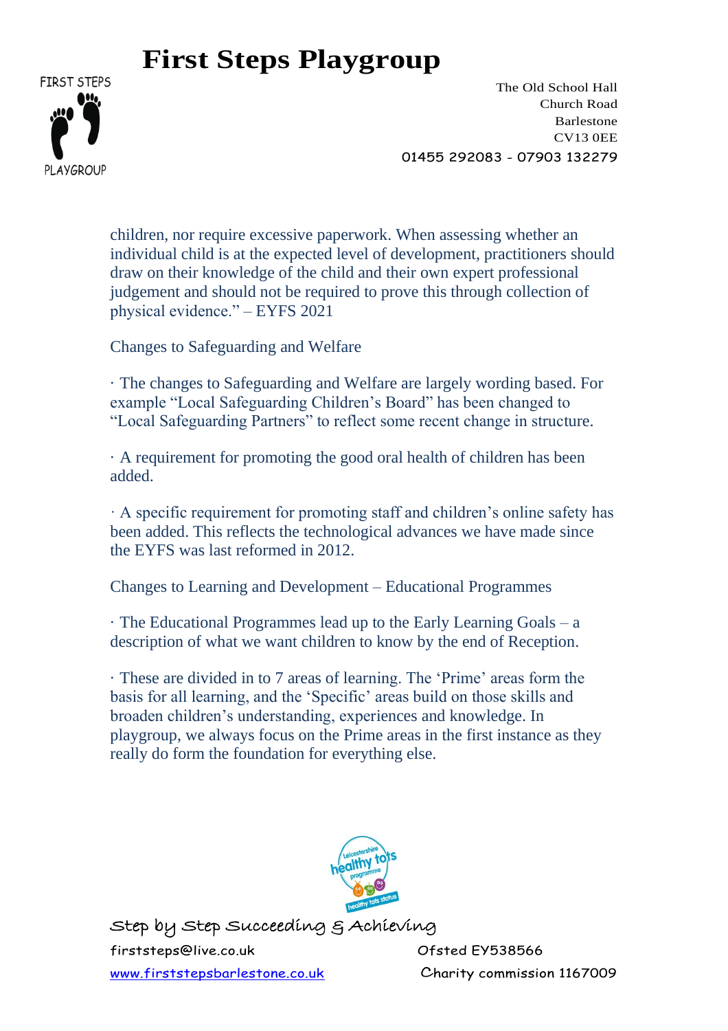children, nor require excessive paperwork. When assessing whether an individual child is at the expected level of development, practitioners should draw on their knowledge of the child and their own expert professional judgement and should not be required to prove this through collection of physical evidence." – EYFS 2021

Changes to Safeguarding and Welfare

· The changes to Safeguarding and Welfare are largely wording based. For example "Local Safeguarding Children's Board" has been changed to "Local Safeguarding Partners" to reflect some recent change in structure.

· A requirement for promoting the good oral health of children has been added.

· A specific requirement for promoting staff and children's online safety has been added. This reflects the technological advances we have made since the EYFS was last reformed in 2012.

Changes to Learning and Development – Educational Programmes

· The Educational Programmes lead up to the Early Learning Goals – a description of what we want children to know by the end of Reception.

· These are divided in to 7 areas of learning. The 'Prime' areas form the basis for all learning, and the 'Specific' areas build on those skills and broaden children's understanding, experiences and knowledge. In playgroup, we always focus on the Prime areas in the first instance as they really do form the foundation for everything else.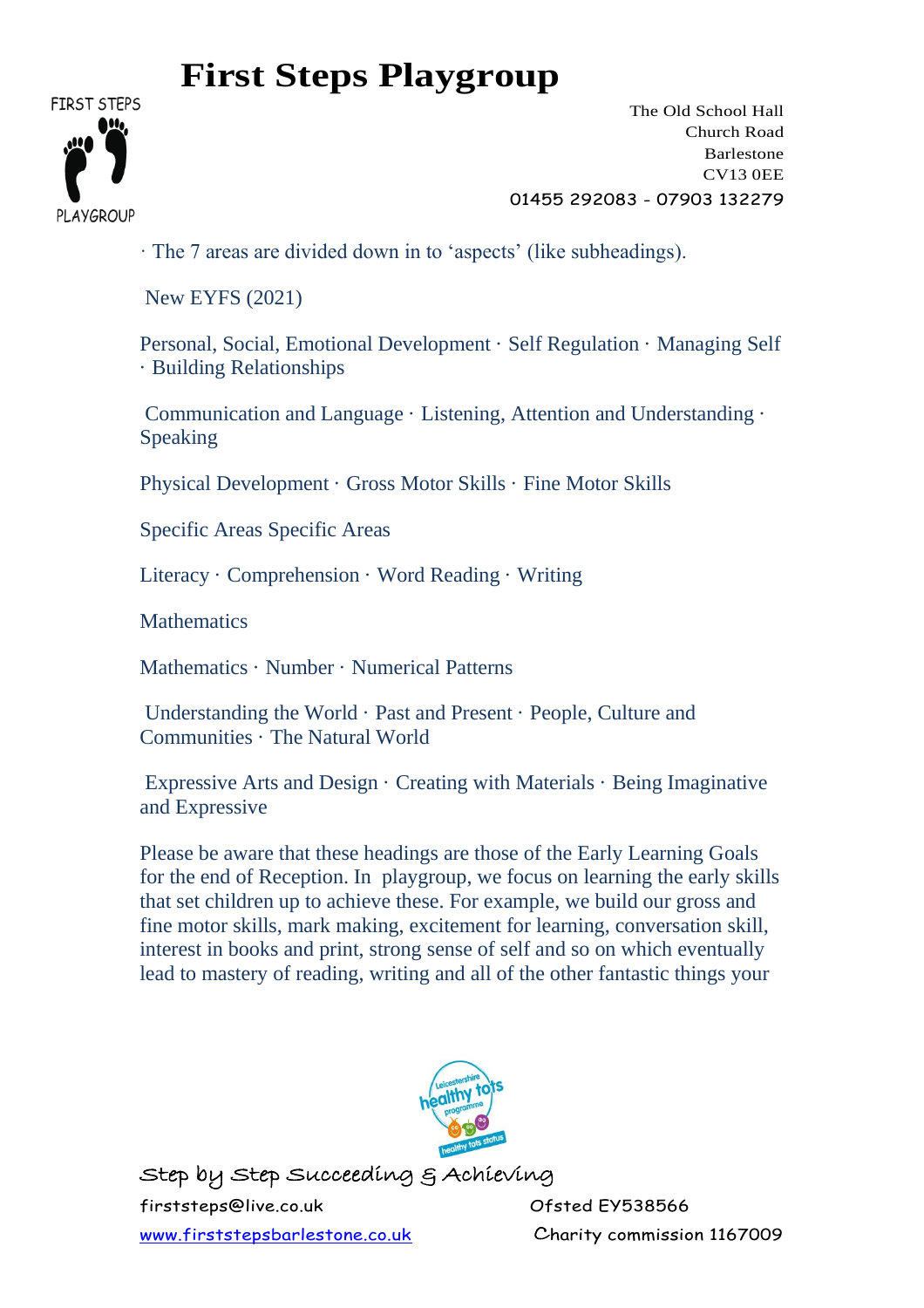· The 7 areas are divided down in to 'aspects' (like subheadings).

New EYFS (2021)

Personal, Social, Emotional Development · Self Regulation · Managing Self · Building Relationships

Communication and Language · Listening, Attention and Understanding · Speaking

Physical Development · Gross Motor Skills · Fine Motor Skills

Specific Areas Specific Areas

Literacy · Comprehension · Word Reading · Writing

Mathematics

Mathematics · Number · Numerical Patterns

Understanding the World · Past and Present · People, Culture and Communities · The Natural World

Expressive Arts and Design · Creating with Materials · Being Imaginative and Expressive

Please be aware that these headings are those of the Early Learning Goals for the end of Reception. In playgroup, we focus on learning the early skills that set children up to achieve these. For example, we build our gross and fine motor skills, mark making, excitement for learning, conversation skill, interest in books and print, strong sense of self and so on which eventually lead to mastery of reading, writing and all of the other fantastic things your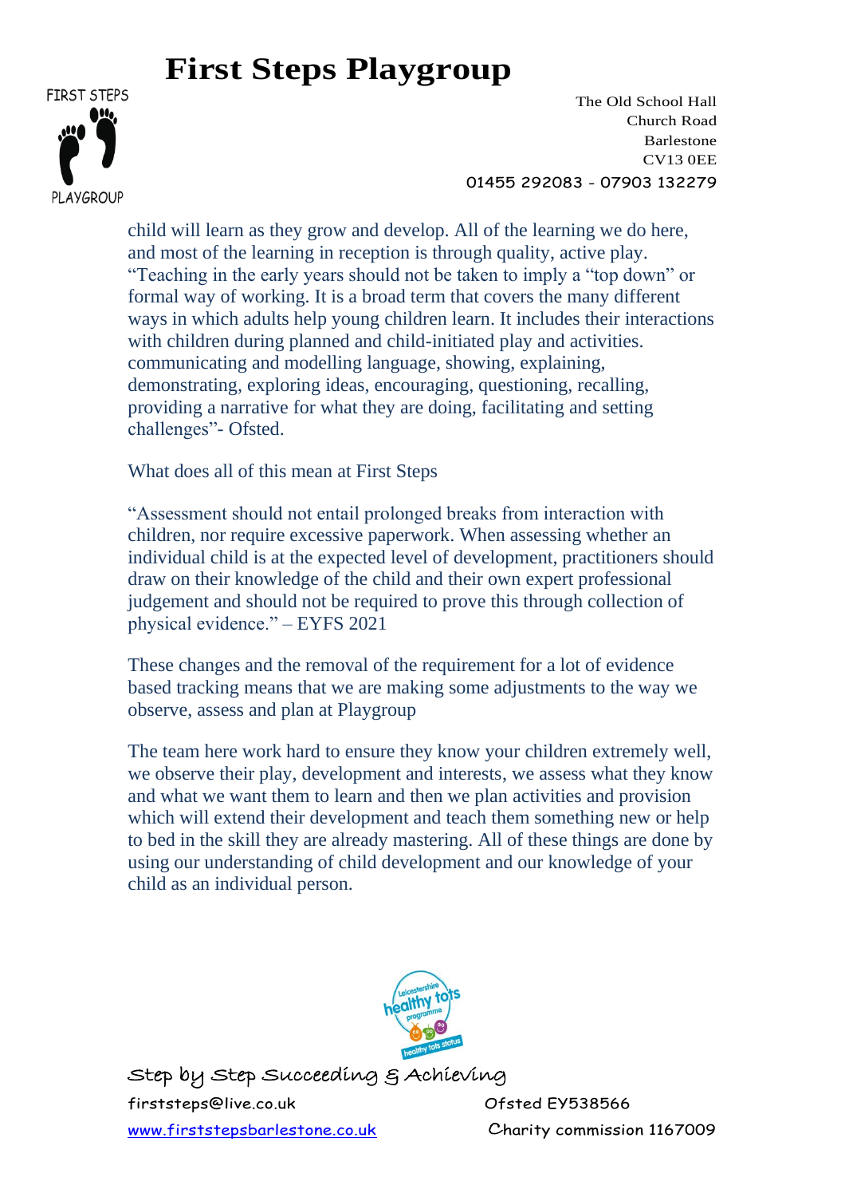child will learn as they grow and develop. All of the learning we do here, and most of the learning in reception is through quality, active play. "Teaching in the early years should not be taken to imply a "top down" or formal way of working. It is a broad term that covers the many different ways in which adults help young children learn. It includes their interactions with children during planned and child-initiated play and activities. communicating and modelling language, showing, explaining, demonstrating, exploring ideas, encouraging, questioning, recalling, providing a narrative for what they are doing, facilitating and setting challenges"- Ofsted.

What does all of this mean at First Steps

"Assessment should not entail prolonged breaks from interaction with children, nor require excessive paperwork. When assessing whether an individual child is at the expected level of development, practitioners should draw on their knowledge of the child and their own expert professional judgement and should not be required to prove this through collection of physical evidence." – EYFS 2021

These changes and the removal of the requirement for a lot of evidence based tracking means that we are making some adjustments to the way we observe, assess and plan at Playgroup

The team here work hard to ensure they know your children extremely well, we observe their play, development and interests, we assess what they know and what we want them to learn and then we plan activities and provision which will extend their development and teach them something new or help to bed in the skill they are already mastering. All of these things are done by using our understanding of child development and our knowledge of your child as an individual person.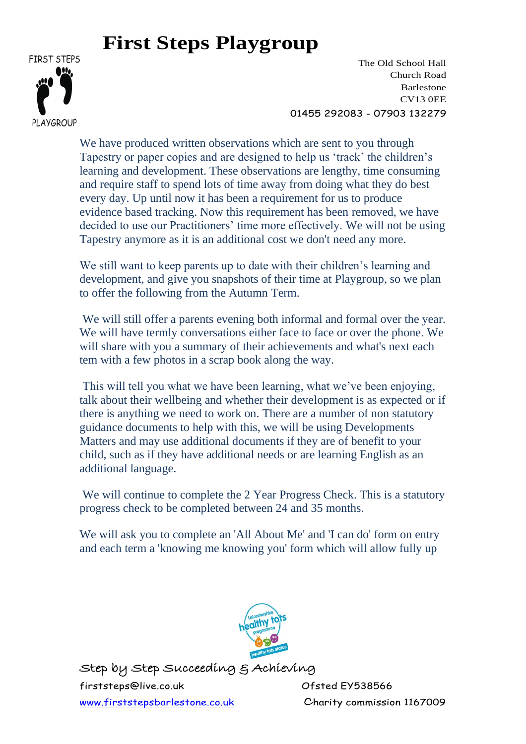# First Steps Playgroup

FIRST STEPS PLAYGROUP

The Old School Hall
Church Road
Barlestone
CV13 0EE
01455 292083 - 07903 132279

We have produced written observations which are sent to you through Tapestry or paper copies and are designed to help us 'track' the children's learning and development. These observations are lengthy, time consuming and require staff to spend lots of time away from doing what they do best every day. Up until now it has been a requirement for us to produce evidence based tracking. Now this requirement has been removed, we have decided to use our Practitioners' time more effectively. We will not be using Tapestry anymore as it is an additional cost we don't need any more.

We still want to keep parents up to date with their children's learning and development, and give you snapshots of their time at Playgroup, so we plan to offer the following from the Autumn Term.

We will still offer a parents evening both informal and formal over the year. We will have termly conversations either face to face or over the phone. We will share with you a summary of their achievements and what's next each tem with a few photos in a scrap book along the way.

This will tell you what we have been learning, what we've been enjoying, talk about their wellbeing and whether their development is as expected or if there is anything we need to work on. There are a number of non statutory guidance documents to help with this, we will be using Developments Matters and may use additional documents if they are of benefit to your child, such as if they have additional needs or are learning English as an additional language.

We will continue to complete the 2 Year Progress Check. This is a statutory progress check to be completed between 24 and 35 months.

We will ask you to complete an 'All About Me' and 'I can do' form on entry and each term a 'knowing me knowing you' form which will allow fully up

Step by Step Succeeding & Achieving

firststeps@live.co.uk
Ofsted EY538566
www.firststepsbarlestone.co.uk
Charity commission 1167009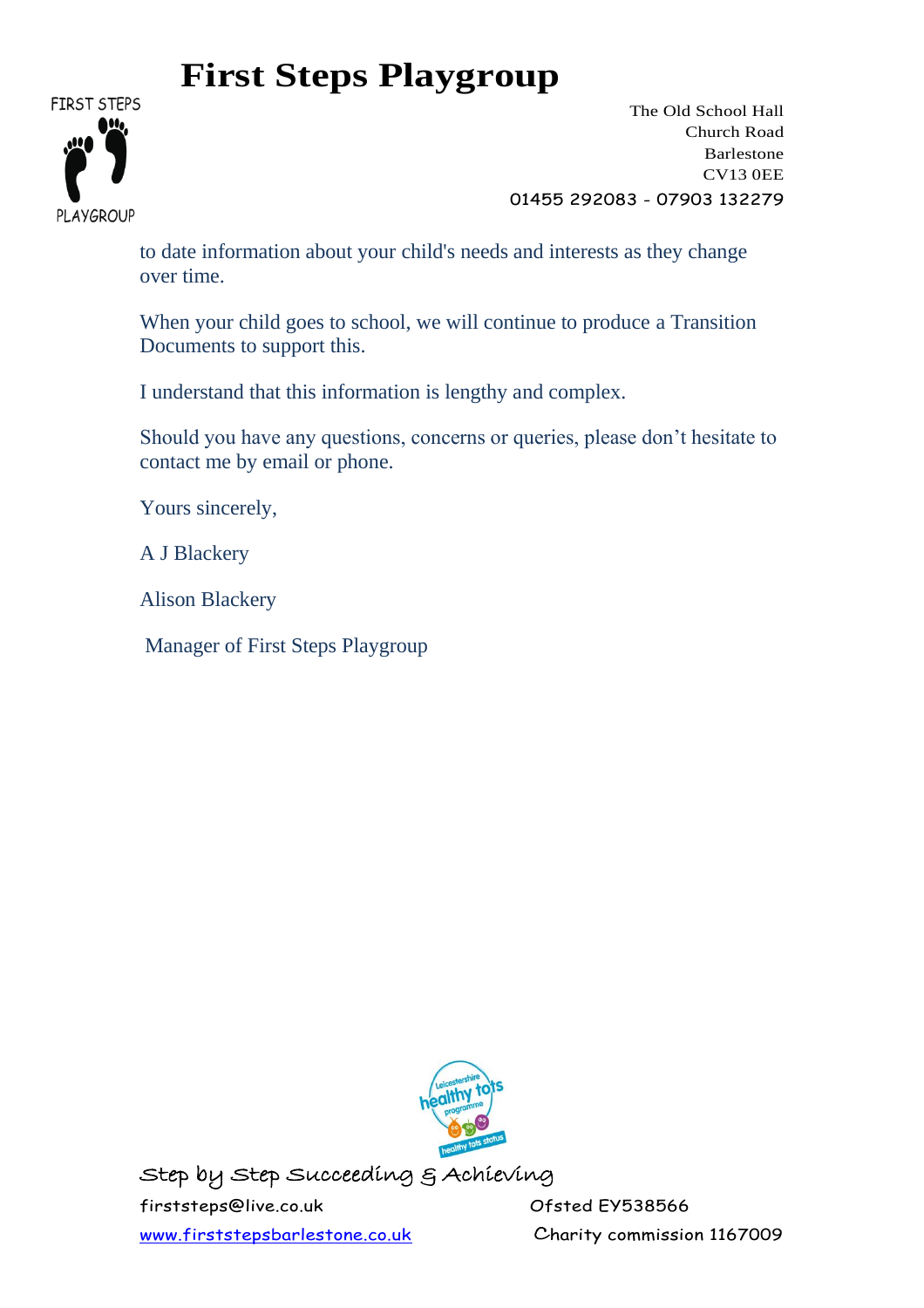to date information about your child's needs and interests as they change over time.

When your child goes to school, we will continue to produce a Transition Documents to support this.

I understand that this information is lengthy and complex.

Should you have any questions, concerns or queries, please don't hesitate to contact me by email or phone.

Yours sincerely,

A J Blackery

Alison Blackery

Manager of First Steps Playgroup